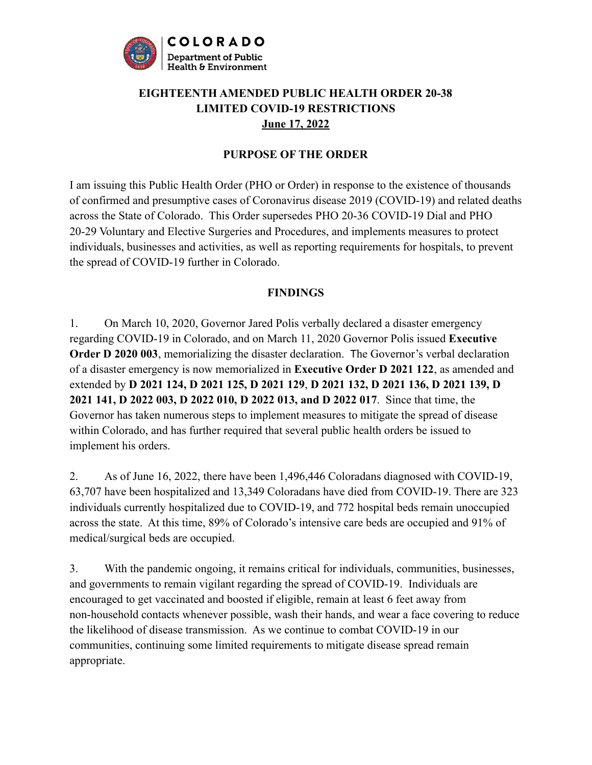COLORADO
Department of Public Health & Environment

# EIGHTEENTH AMENDED PUBLIC HEALTH ORDER 20-38
# LIMITED COVID-19 RESTRICTIONS
**June 17, 2022**

## PURPOSE OF THE ORDER

I am issuing this Public Health Order (PHO or Order) in response to the existence of thousands of confirmed and presumptive cases of Coronavirus disease 2019 (COVID-19) and related deaths across the State of Colorado. This Order supersedes PHO 20-36 COVID-19 Dial and PHO 20-29 Voluntary and Elective Surgeries and Procedures, and implements measures to protect individuals, businesses and activities, as well as reporting requirements for hospitals, to prevent the spread of COVID-19 further in Colorado.

## FINDINGS

1. On March 10, 2020, Governor Jared Polis verbally declared a disaster emergency regarding COVID-19 in Colorado, and on March 11, 2020 Governor Polis issued **Executive Order D 2020 003**, memorializing the disaster declaration. The Governor's verbal declaration of a disaster emergency is now memorialized in **Executive Order D 2021 122**, as amended and extended by **D 2021 124, D 2021 125, D 2021 129**, **D 2021 132, D 2021 136, D 2021 139, D 2021 141, D 2022 003, D 2022 010, D 2022 013, and D 2022 017**. Since that time, the Governor has taken numerous steps to implement measures to mitigate the spread of disease within Colorado, and has further required that several public health orders be issued to implement his orders.

2. As of June 16, 2022, there have been 1,496,446 Coloradans diagnosed with COVID-19, 63,707 have been hospitalized and 13,349 Coloradans have died from COVID-19. There are 323 individuals currently hospitalized due to COVID-19, and 772 hospital beds remain unoccupied across the state. At this time, 89% of Colorado's intensive care beds are occupied and 91% of medical/surgical beds are occupied.

3. With the pandemic ongoing, it remains critical for individuals, communities, businesses, and governments to remain vigilant regarding the spread of COVID-19. Individuals are encouraged to get vaccinated and boosted if eligible, remain at least 6 feet away from non-household contacts whenever possible, wash their hands, and wear a face covering to reduce the likelihood of disease transmission. As we continue to combat COVID-19 in our communities, continuing some limited requirements to mitigate disease spread remain appropriate.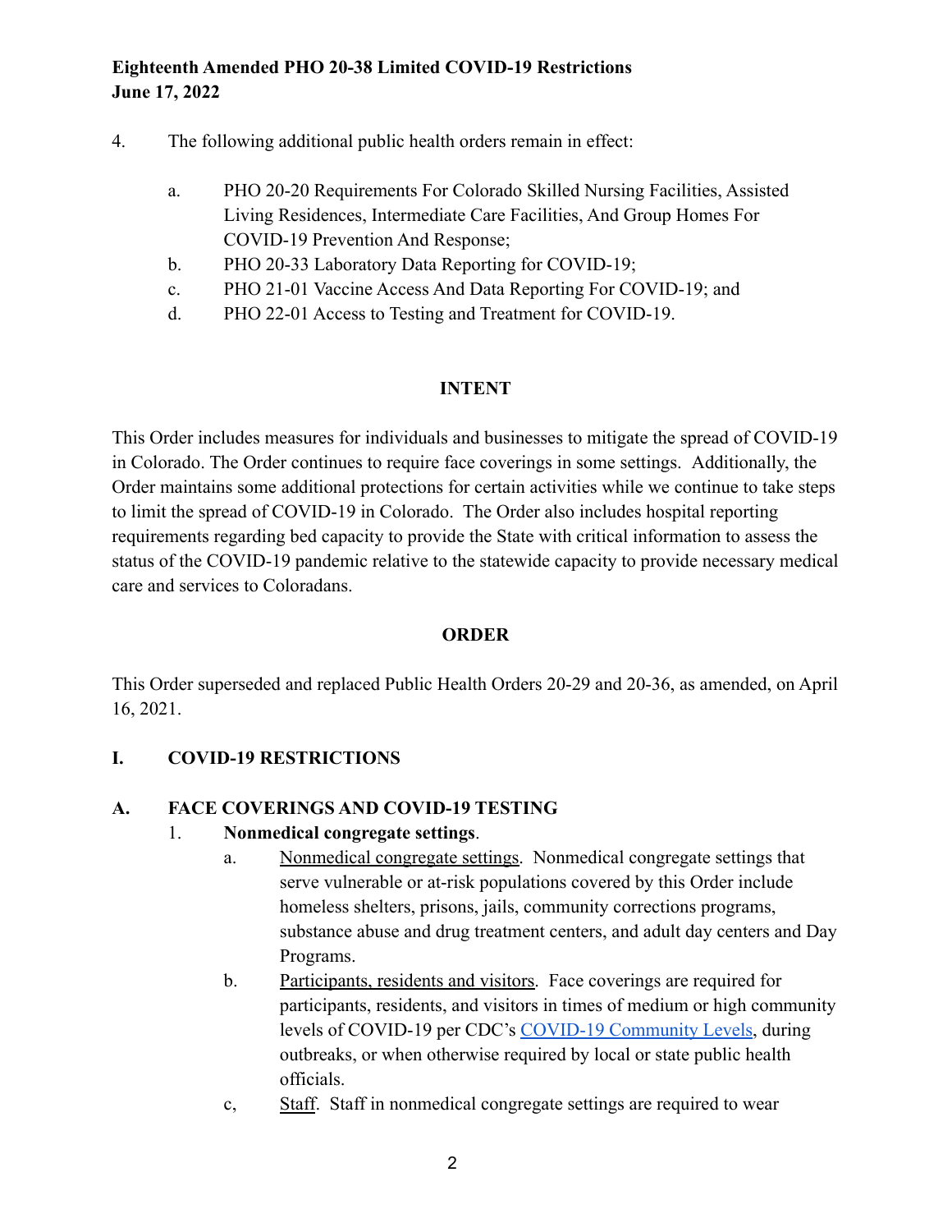4. The following additional public health orders remain in effect:

   a. PHO 20-20 Requirements For Colorado Skilled Nursing Facilities, Assisted Living Residences, Intermediate Care Facilities, And Group Homes For COVID-19 Prevention And Response;
   b. PHO 20-33 Laboratory Data Reporting for COVID-19;
   c. PHO 21-01 Vaccine Access And Data Reporting For COVID-19; and
   d. PHO 22-01 Access to Testing and Treatment for COVID-19.

## INTENT

This Order includes measures for individuals and businesses to mitigate the spread of COVID-19 in Colorado. The Order continues to require face coverings in some settings. Additionally, the Order maintains some additional protections for certain activities while we continue to take steps to limit the spread of COVID-19 in Colorado. The Order also includes hospital reporting requirements regarding bed capacity to provide the State with critical information to assess the status of the COVID-19 pandemic relative to the statewide capacity to provide necessary medical care and services to Coloradans.

## ORDER

This Order superseded and replaced Public Health Orders 20-29 and 20-36, as amended, on April 16, 2021.

## I. COVID-19 RESTRICTIONS

### A. FACE COVERINGS AND COVID-19 TESTING

1. **Nonmedical congregate settings**.
   a. Nonmedical congregate settings. Nonmedical congregate settings that serve vulnerable or at-risk populations covered by this Order include homeless shelters, prisons, jails, community corrections programs, substance abuse and drug treatment centers, and adult day centers and Day Programs.
   b. Participants, residents and visitors. Face coverings are required for participants, residents, and visitors in times of medium or high community levels of COVID-19 per CDC's [COVID-19 Community Levels](), during outbreaks, or when otherwise required by local or state public health officials.
   c, Staff. Staff in nonmedical congregate settings are required to wear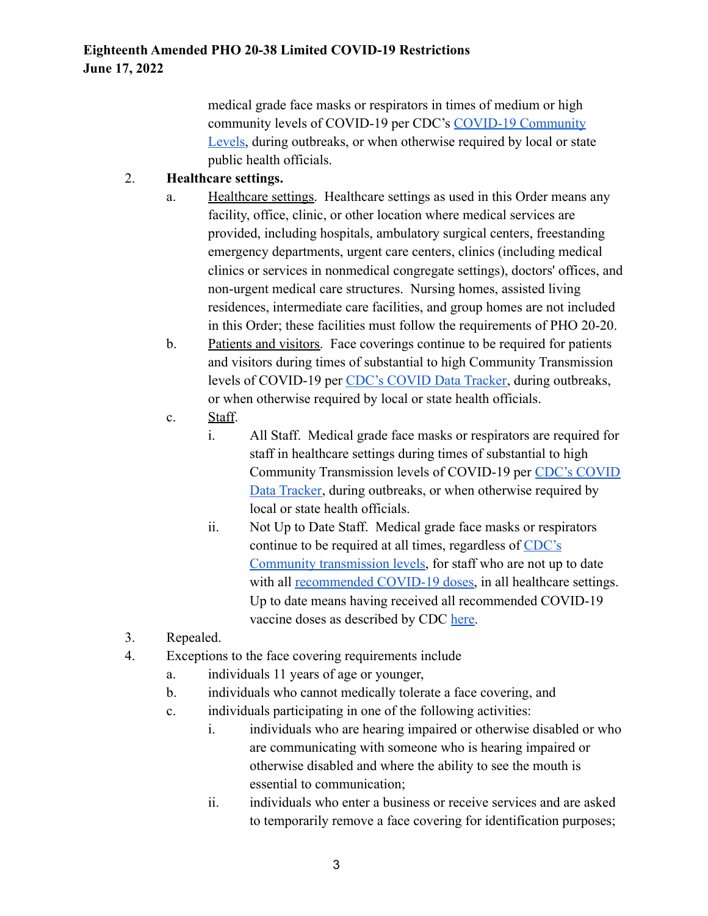medical grade face masks or respirators in times of medium or high community levels of COVID-19 per CDC's COVID-19 Community Levels, during outbreaks, or when otherwise required by local or state public health officials.

2. **Healthcare settings.**
   a. Healthcare settings. Healthcare settings as used in this Order means any facility, office, clinic, or other location where medical services are provided, including hospitals, ambulatory surgical centers, freestanding emergency departments, urgent care centers, clinics (including medical clinics or services in nonmedical congregate settings), doctors' offices, and non-urgent medical care structures. Nursing homes, assisted living residences, intermediate care facilities, and group homes are not included in this Order; these facilities must follow the requirements of PHO 20-20.
   b. Patients and visitors. Face coverings continue to be required for patients and visitors during times of substantial to high Community Transmission levels of COVID-19 per CDC's COVID Data Tracker, during outbreaks, or when otherwise required by local or state health officials.
   c. Staff.
      i. All Staff. Medical grade face masks or respirators are required for staff in healthcare settings during times of substantial to high Community Transmission levels of COVID-19 per CDC's COVID Data Tracker, during outbreaks, or when otherwise required by local or state health officials.
      ii. Not Up to Date Staff. Medical grade face masks or respirators continue to be required at all times, regardless of CDC's Community transmission levels, for staff who are not up to date with all recommended COVID-19 doses, in all healthcare settings. Up to date means having received all recommended COVID-19 vaccine doses as described by CDC here.

3. Repealed.

4. Exceptions to the face covering requirements include
   a. individuals 11 years of age or younger,
   b. individuals who cannot medically tolerate a face covering, and
   c. individuals participating in one of the following activities:
      i. individuals who are hearing impaired or otherwise disabled or who are communicating with someone who is hearing impaired or otherwise disabled and where the ability to see the mouth is essential to communication;
      ii. individuals who enter a business or receive services and are asked to temporarily remove a face covering for identification purposes;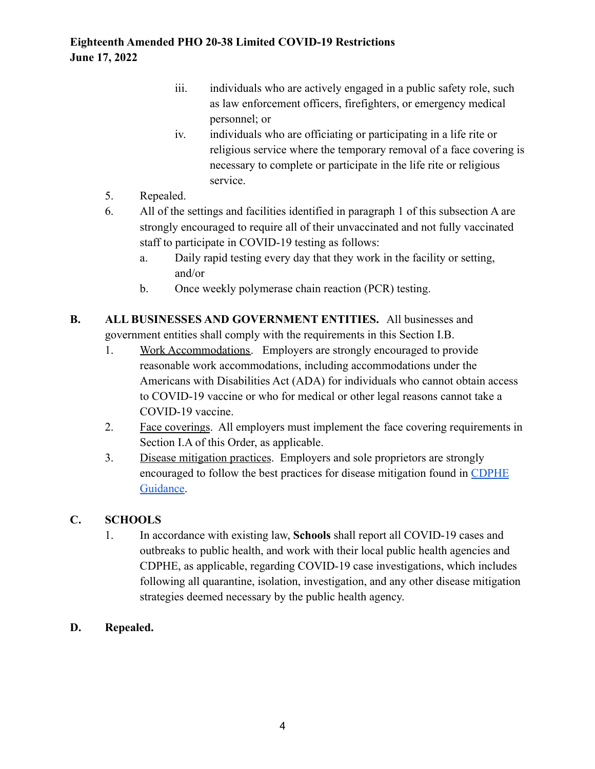iii. individuals who are actively engaged in a public safety role, such as law enforcement officers, firefighters, or emergency medical personnel; or
   iv. individuals who are officiating or participating in a life rite or religious service where the temporary removal of a face covering is necessary to complete or participate in the life rite or religious service.

5. Repealed.
6. All of the settings and facilities identified in paragraph 1 of this subsection A are strongly encouraged to require all of their unvaccinated and not fully vaccinated staff to participate in COVID-19 testing as follows:
   a. Daily rapid testing every day that they work in the facility or setting, and/or
   b. Once weekly polymerase chain reaction (PCR) testing.

**B. ALL BUSINESSES AND GOVERNMENT ENTITIES.** All businesses and government entities shall comply with the requirements in this Section I.B.

1. Work Accommodations. Employers are strongly encouraged to provide reasonable work accommodations, including accommodations under the Americans with Disabilities Act (ADA) for individuals who cannot obtain access to COVID-19 vaccine or who for medical or other legal reasons cannot take a COVID-19 vaccine.
2. Face coverings. All employers must implement the face covering requirements in Section I.A of this Order, as applicable.
3. Disease mitigation practices. Employers and sole proprietors are strongly encouraged to follow the best practices for disease mitigation found in CDPHE Guidance.

**C. SCHOOLS**

1. In accordance with existing law, **Schools** shall report all COVID-19 cases and outbreaks to public health, and work with their local public health agencies and CDPHE, as applicable, regarding COVID-19 case investigations, which includes following all quarantine, isolation, investigation, and any other disease mitigation strategies deemed necessary by the public health agency.

**D. Repealed.**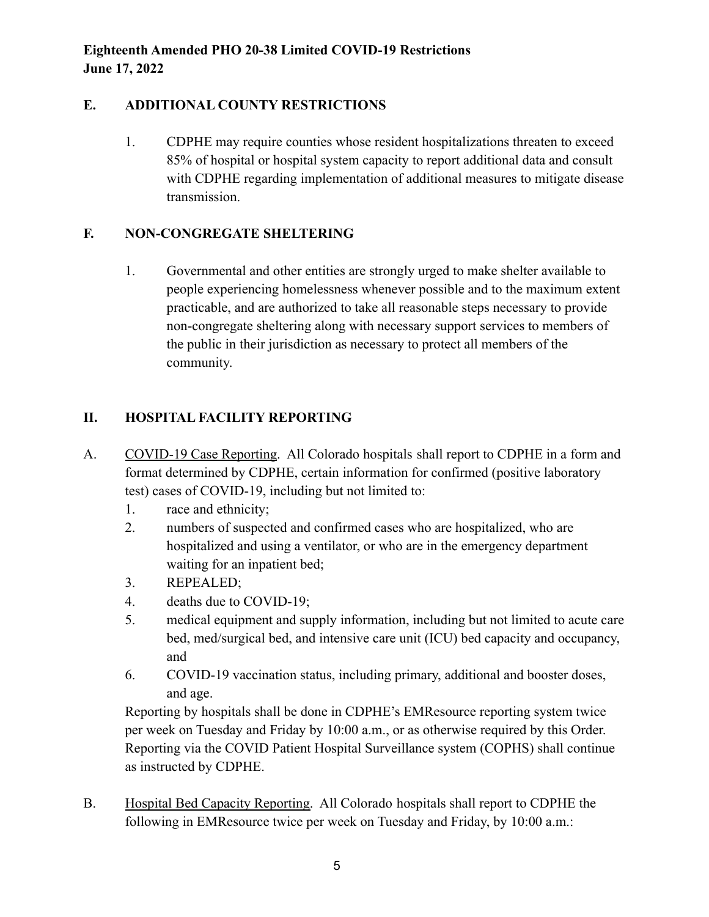## E. ADDITIONAL COUNTY RESTRICTIONS

1. CDPHE may require counties whose resident hospitalizations threaten to exceed 85% of hospital or hospital system capacity to report additional data and consult with CDPHE regarding implementation of additional measures to mitigate disease transmission.

## F. NON-CONGREGATE SHELTERING

1. Governmental and other entities are strongly urged to make shelter available to people experiencing homelessness whenever possible and to the maximum extent practicable, and are authorized to take all reasonable steps necessary to provide non-congregate sheltering along with necessary support services to members of the public in their jurisdiction as necessary to protect all members of the community.

## II. HOSPITAL FACILITY REPORTING

A. COVID-19 Case Reporting. All Colorado hospitals shall report to CDPHE in a form and format determined by CDPHE, certain information for confirmed (positive laboratory test) cases of COVID-19, including but not limited to:

1. race and ethnicity;
2. numbers of suspected and confirmed cases who are hospitalized, who are hospitalized and using a ventilator, or who are in the emergency department waiting for an inpatient bed;
3. REPEALED;
4. deaths due to COVID-19;
5. medical equipment and supply information, including but not limited to acute care bed, med/surgical bed, and intensive care unit (ICU) bed capacity and occupancy, and
6. COVID-19 vaccination status, including primary, additional and booster doses, and age.

Reporting by hospitals shall be done in CDPHE's EMResource reporting system twice per week on Tuesday and Friday by 10:00 a.m., or as otherwise required by this Order. Reporting via the COVID Patient Hospital Surveillance system (COPHS) shall continue as instructed by CDPHE.

B. Hospital Bed Capacity Reporting. All Colorado hospitals shall report to CDPHE the following in EMResource twice per week on Tuesday and Friday, by 10:00 a.m.: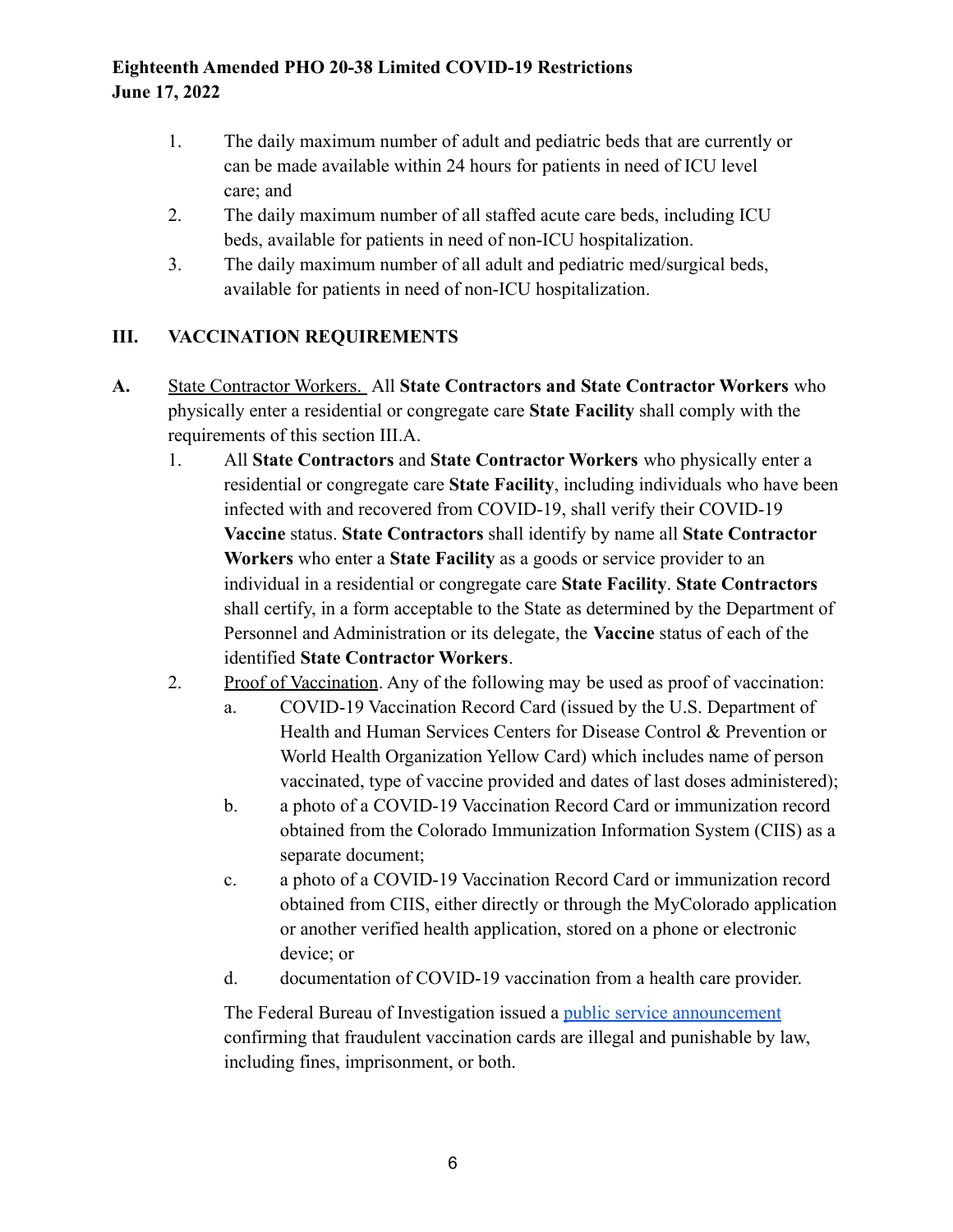1. The daily maximum number of adult and pediatric beds that are currently or can be made available within 24 hours for patients in need of ICU level care; and
2. The daily maximum number of all staffed acute care beds, including ICU beds, available for patients in need of non-ICU hospitalization.
3. The daily maximum number of all adult and pediatric med/surgical beds, available for patients in need of non-ICU hospitalization.

## III. VACCINATION REQUIREMENTS

**A.** State Contractor Workers. All **State Contractors and State Contractor Workers** who physically enter a residential or congregate care **State Facility** shall comply with the requirements of this section III.A.

1. All **State Contractors** and **State Contractor Workers** who physically enter a residential or congregate care **State Facility**, including individuals who have been infected with and recovered from COVID-19, shall verify their COVID-19 **Vaccine** status. **State Contractors** shall identify by name all **State Contractor Workers** who enter a **State Facility** as a goods or service provider to an individual in a residential or congregate care **State Facility**. **State Contractors** shall certify, in a form acceptable to the State as determined by the Department of Personnel and Administration or its delegate, the **Vaccine** status of each of the identified **State Contractor Workers**.
2. Proof of Vaccination. Any of the following may be used as proof of vaccination:
   a. COVID-19 Vaccination Record Card (issued by the U.S. Department of Health and Human Services Centers for Disease Control & Prevention or World Health Organization Yellow Card) which includes name of person vaccinated, type of vaccine provided and dates of last doses administered);
   b. a photo of a COVID-19 Vaccination Record Card or immunization record obtained from the Colorado Immunization Information System (CIIS) as a separate document;
   c. a photo of a COVID-19 Vaccination Record Card or immunization record obtained from CIIS, either directly or through the MyColorado application or another verified health application, stored on a phone or electronic device; or
   d. documentation of COVID-19 vaccination from a health care provider.

   The Federal Bureau of Investigation issued a public service announcement confirming that fraudulent vaccination cards are illegal and punishable by law, including fines, imprisonment, or both.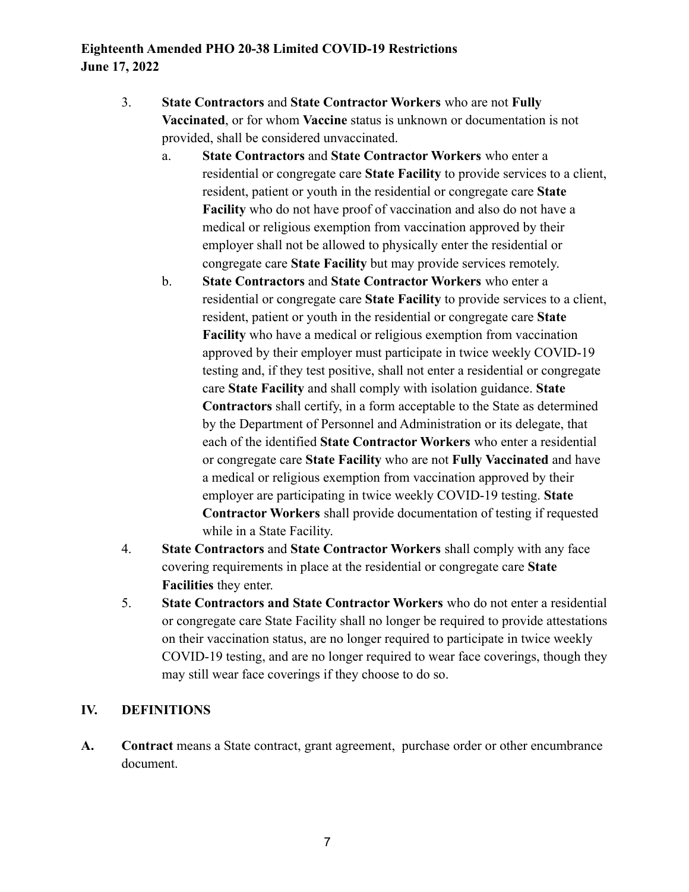3. **State Contractors** and **State Contractor Workers** who are not **Fully Vaccinated**, or for whom **Vaccine** status is unknown or documentation is not provided, shall be considered unvaccinated.
    a. **State Contractors** and **State Contractor Workers** who enter a residential or congregate care **State Facility** to provide services to a client, resident, patient or youth in the residential or congregate care **State Facility** who do not have proof of vaccination and also do not have a medical or religious exemption from vaccination approved by their employer shall not be allowed to physically enter the residential or congregate care **State Facility** but may provide services remotely.
    b. **State Contractors** and **State Contractor Workers** who enter a residential or congregate care **State Facility** to provide services to a client, resident, patient or youth in the residential or congregate care **State Facility** who have a medical or religious exemption from vaccination approved by their employer must participate in twice weekly COVID-19 testing and, if they test positive, shall not enter a residential or congregate care **State Facility** and shall comply with isolation guidance. **State Contractors** shall certify, in a form acceptable to the State as determined by the Department of Personnel and Administration or its delegate, that each of the identified **State Contractor Workers** who enter a residential or congregate care **State Facility** who are not **Fully Vaccinated** and have a medical or religious exemption from vaccination approved by their employer are participating in twice weekly COVID-19 testing. **State Contractor Workers** shall provide documentation of testing if requested while in a State Facility.
4. **State Contractors** and **State Contractor Workers** shall comply with any face covering requirements in place at the residential or congregate care **State Facilities** they enter.
5. **State Contractors and State Contractor Workers** who do not enter a residential or congregate care State Facility shall no longer be required to provide attestations on their vaccination status, are no longer required to participate in twice weekly COVID-19 testing, and are no longer required to wear face coverings, though they may still wear face coverings if they choose to do so.

## IV. DEFINITIONS

**A. Contract** means a State contract, grant agreement, purchase order or other encumbrance document.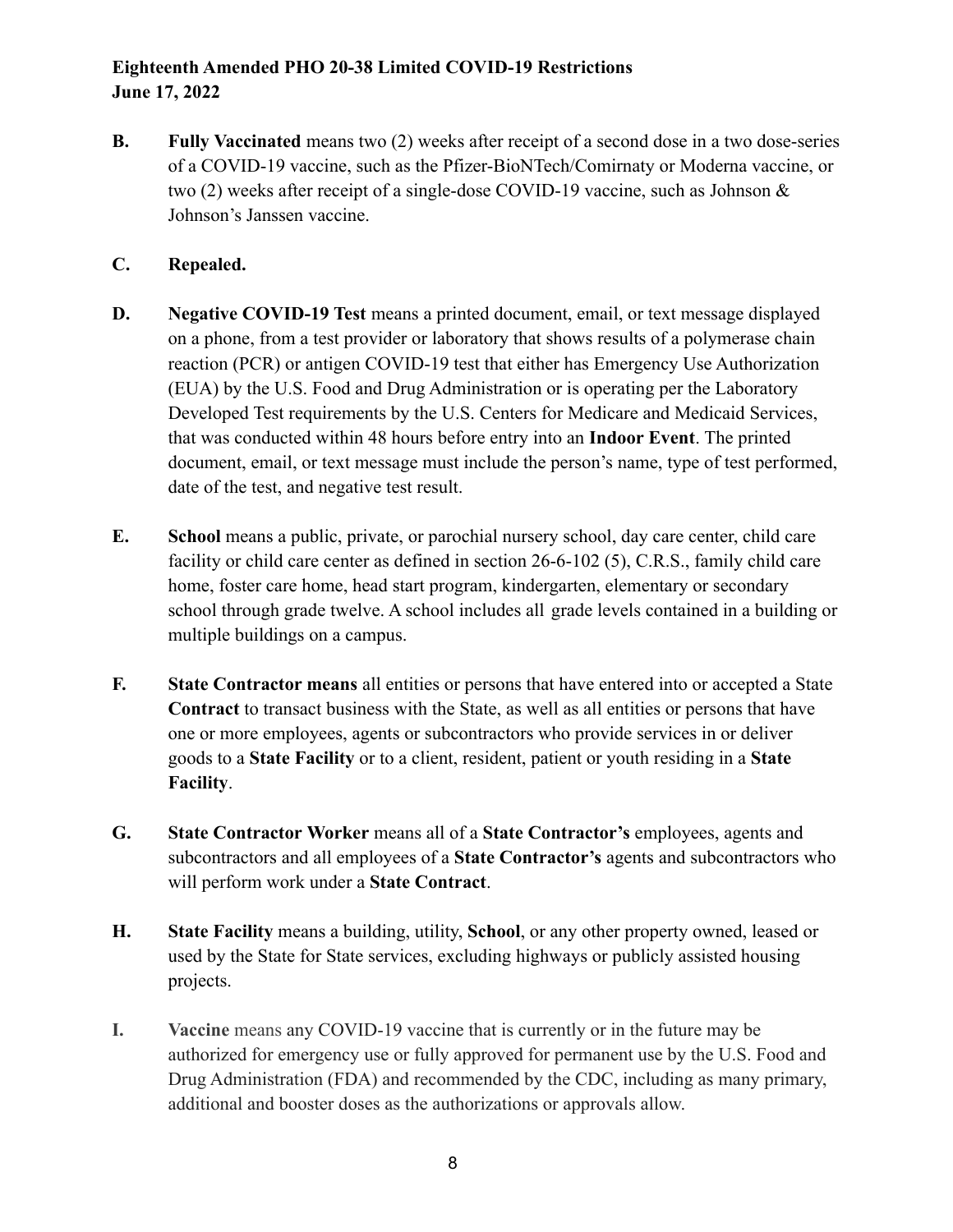**B.** **Fully Vaccinated** means two (2) weeks after receipt of a second dose in a two dose-series of a COVID-19 vaccine, such as the Pfizer-BioNTech/Comirnaty or Moderna vaccine, or two (2) weeks after receipt of a single-dose COVID-19 vaccine, such as Johnson & Johnson's Janssen vaccine.

**C.** **Repealed.**

**D.** **Negative COVID-19 Test** means a printed document, email, or text message displayed on a phone, from a test provider or laboratory that shows results of a polymerase chain reaction (PCR) or antigen COVID-19 test that either has Emergency Use Authorization (EUA) by the U.S. Food and Drug Administration or is operating per the Laboratory Developed Test requirements by the U.S. Centers for Medicare and Medicaid Services, that was conducted within 48 hours before entry into an **Indoor Event**. The printed document, email, or text message must include the person's name, type of test performed, date of the test, and negative test result.

**E.** **School** means a public, private, or parochial nursery school, day care center, child care facility or child care center as defined in section 26-6-102 (5), C.R.S., family child care home, foster care home, head start program, kindergarten, elementary or secondary school through grade twelve. A school includes all grade levels contained in a building or multiple buildings on a campus.

**F.** **State Contractor means** all entities or persons that have entered into or accepted a State **Contract** to transact business with the State, as well as all entities or persons that have one or more employees, agents or subcontractors who provide services in or deliver goods to a **State Facility** or to a client, resident, patient or youth residing in a **State Facility**.

**G.** **State Contractor Worker** means all of a **State Contractor's** employees, agents and subcontractors and all employees of a **State Contractor's** agents and subcontractors who will perform work under a **State Contract**.

**H.** **State Facility** means a building, utility, **School**, or any other property owned, leased or used by the State for State services, excluding highways or publicly assisted housing projects.

**I.** **Vaccine** means any COVID-19 vaccine that is currently or in the future may be authorized for emergency use or fully approved for permanent use by the U.S. Food and Drug Administration (FDA) and recommended by the CDC, including as many primary, additional and booster doses as the authorizations or approvals allow.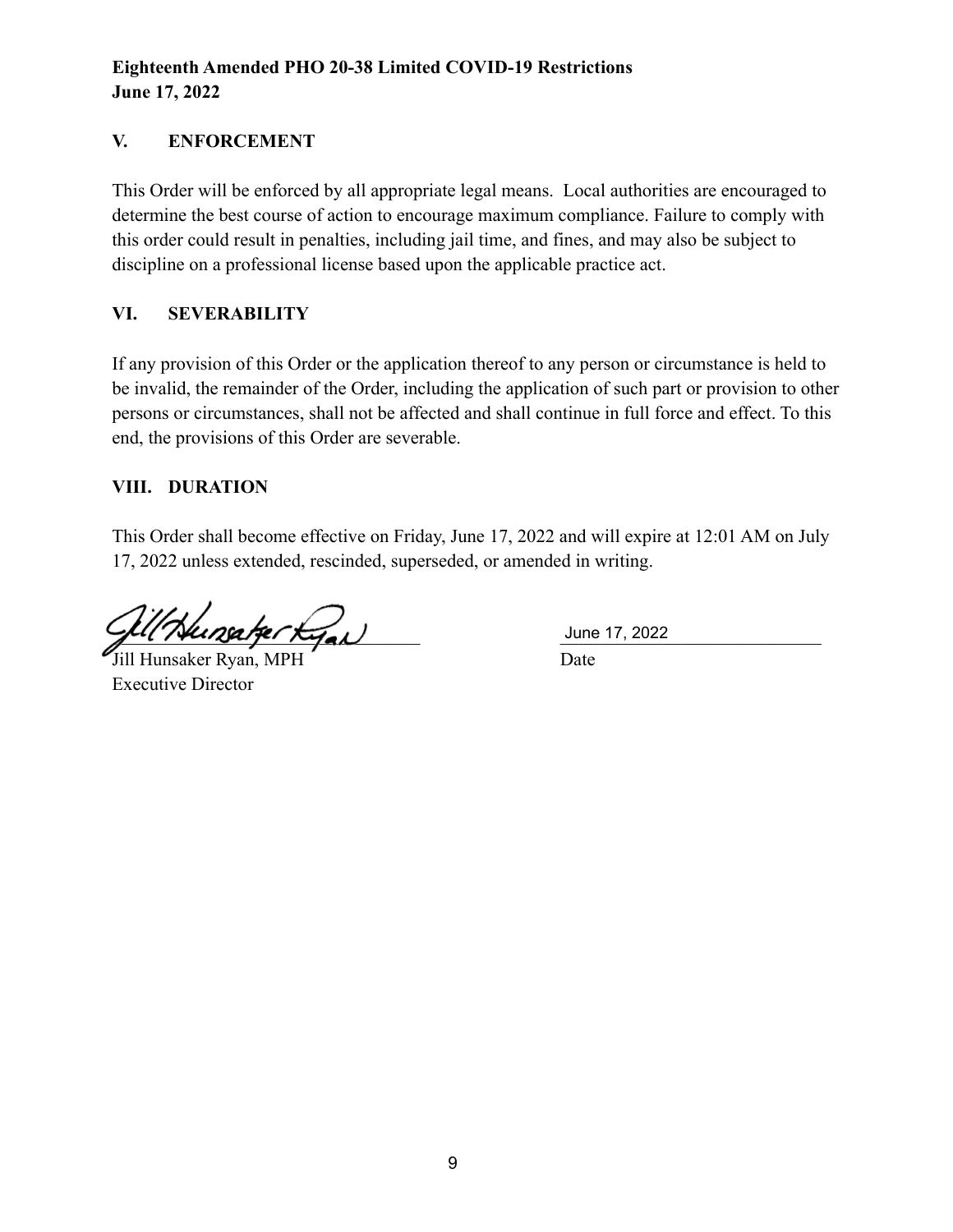**Eighteenth Amended PHO 20-38 Limited COVID-19 Restrictions**
**June 17, 2022**

## V. ENFORCEMENT

This Order will be enforced by all appropriate legal means. Local authorities are encouraged to determine the best course of action to encourage maximum compliance. Failure to comply with this order could result in penalties, including jail time, and fines, and may also be subject to discipline on a professional license based upon the applicable practice act.

## VI. SEVERABILITY

If any provision of this Order or the application thereof to any person or circumstance is held to be invalid, the remainder of the Order, including the application of such part or provision to other persons or circumstances, shall not be affected and shall continue in full force and effect. To this end, the provisions of this Order are severable.

## VIII. DURATION

This Order shall become effective on Friday, June 17, 2022 and will expire at 12:01 AM on July 17, 2022 unless extended, rescinded, superseded, or amended in writing.

Jill Hunsaker Ryan
Jill Hunsaker Ryan, MPH
Executive Director

June 17, 2022
Date